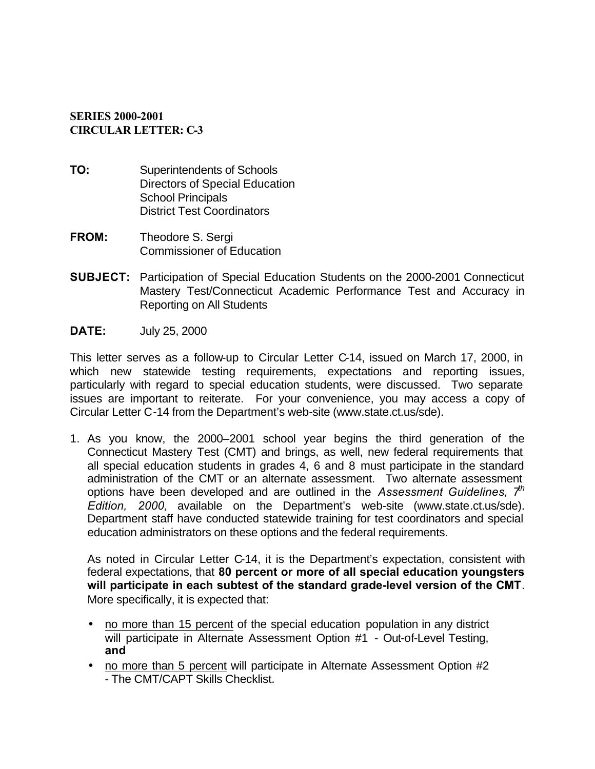**SERIES 2000-2001**
**CIRCULAR LETTER: C-3**

**TO:** Superintendents of Schools
Directors of Special Education
School Principals
District Test Coordinators

**FROM:** Theodore S. Sergi
Commissioner of Education

**SUBJECT:** Participation of Special Education Students on the 2000-2001 Connecticut Mastery Test/Connecticut Academic Performance Test and Accuracy in Reporting on All Students

**DATE:** July 25, 2000

This letter serves as a follow-up to Circular Letter C-14, issued on March 17, 2000, in which new statewide testing requirements, expectations and reporting issues, particularly with regard to special education students, were discussed. Two separate issues are important to reiterate. For your convenience, you may access a copy of Circular Letter C-14 from the Department's web-site (www.state.ct.us/sde).

1. As you know, the 2000–2001 school year begins the third generation of the Connecticut Mastery Test (CMT) and brings, as well, new federal requirements that all special education students in grades 4, 6 and 8 must participate in the standard administration of the CMT or an alternate assessment. Two alternate assessment options have been developed and are outlined in the *Assessment Guidelines, 7th Edition, 2000,* available on the Department's web-site (www.state.ct.us/sde). Department staff have conducted statewide training for test coordinators and special education administrators on these options and the federal requirements.

   As noted in Circular Letter C-14, it is the Department's expectation, consistent with federal expectations, that **80 percent or more of all special education youngsters will participate in each subtest of the standard grade-level version of the CMT**. More specifically, it is expected that:

   - no more than 15 percent of the special education population in any district will participate in Alternate Assessment Option #1 - Out-of-Level Testing, **and**
   - no more than 5 percent will participate in Alternate Assessment Option #2 - The CMT/CAPT Skills Checklist.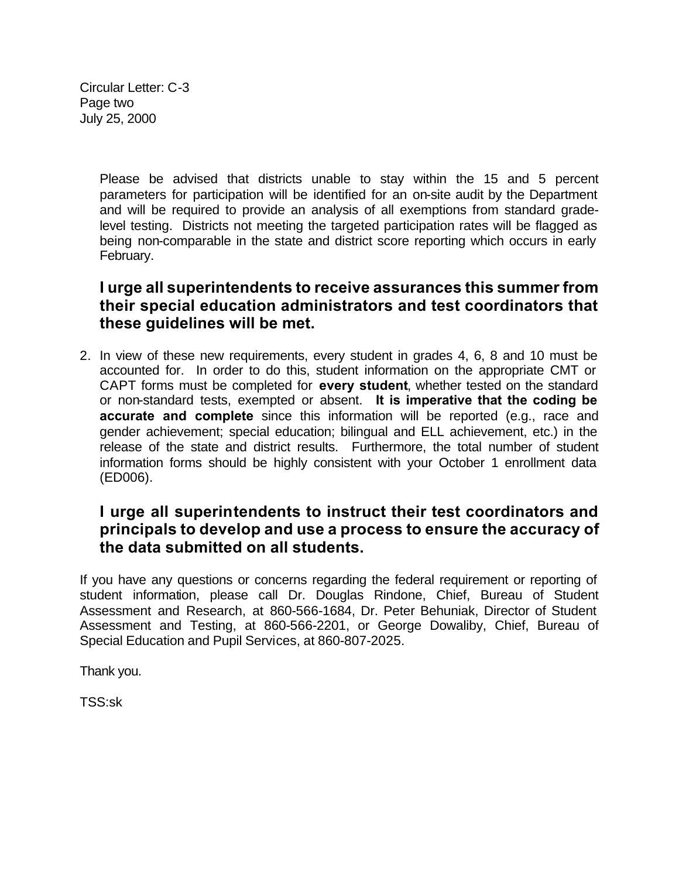Please be advised that districts unable to stay within the 15 and 5 percent parameters for participation will be identified for an on-site audit by the Department and will be required to provide an analysis of all exemptions from standard grade-level testing. Districts not meeting the targeted participation rates will be flagged as being non-comparable in the state and district score reporting which occurs in early February.

**I urge all superintendents to receive assurances this summer from their special education administrators and test coordinators that these guidelines will be met.**

2. In view of these new requirements, every student in grades 4, 6, 8 and 10 must be accounted for. In order to do this, student information on the appropriate CMT or CAPT forms must be completed for **every student**, whether tested on the standard or non-standard tests, exempted or absent. **It is imperative that the coding be accurate and complete** since this information will be reported (e.g., race and gender achievement; special education; bilingual and ELL achievement, etc.) in the release of the state and district results. Furthermore, the total number of student information forms should be highly consistent with your October 1 enrollment data (ED006).

**I urge all superintendents to instruct their test coordinators and principals to develop and use a process to ensure the accuracy of the data submitted on all students.**

If you have any questions or concerns regarding the federal requirement or reporting of student information, please call Dr. Douglas Rindone, Chief, Bureau of Student Assessment and Research, at 860-566-1684, Dr. Peter Behuniak, Director of Student Assessment and Testing, at 860-566-2201, or George Dowaliby, Chief, Bureau of Special Education and Pupil Services, at 860-807-2025.

Thank you.

TSS:sk